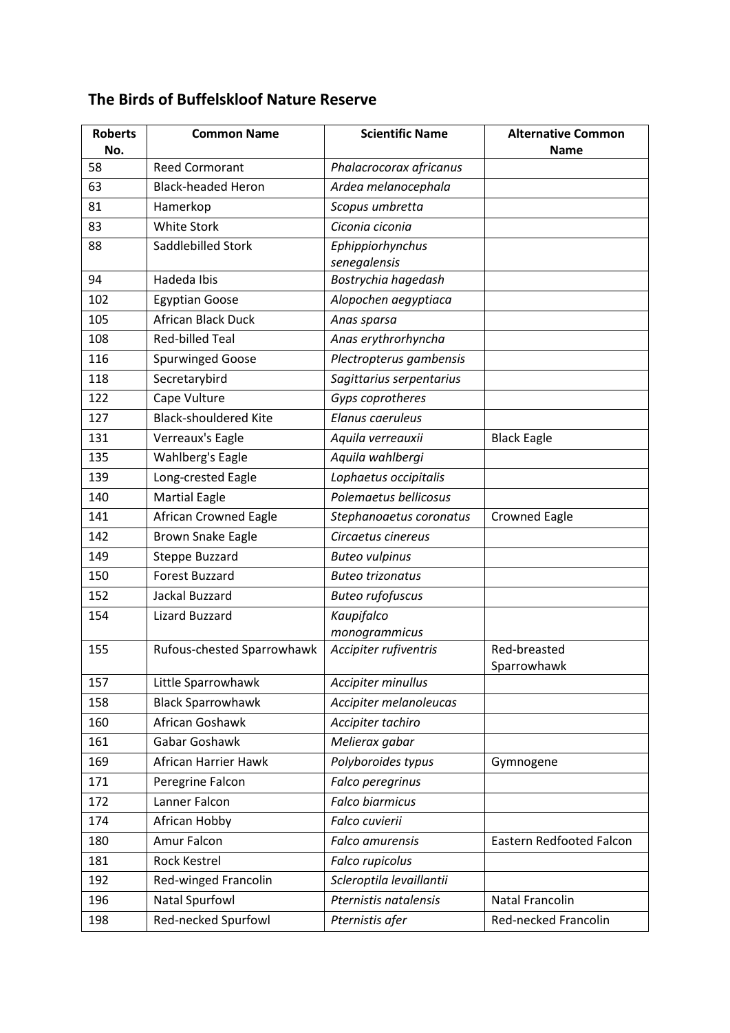## The Birds of Buffelskloof Nature Reserve

| Roberts No. | Common Name | Scientific Name | Alternative Common Name |
|---|---|---|---|
| 58 | Reed Cormorant | *Phalacrocorax africanus* | |
| 63 | Black-headed Heron | *Ardea melanocephala* | |
| 81 | Hamerkop | *Scopus umbretta* | |
| 83 | White Stork | *Ciconia ciconia* | |
| 88 | Saddlebilled Stork | *Ephippiorhynchus senegalensis* | |
| 94 | Hadeda Ibis | *Bostrychia hagedash* | |
| 102 | Egyptian Goose | *Alopochen aegyptiaca* | |
| 105 | African Black Duck | *Anas sparsa* | |
| 108 | Red-billed Teal | *Anas erythrorhyncha* | |
| 116 | Spurwinged Goose | *Plectropterus gambensis* | |
| 118 | Secretarybird | *Sagittarius serpentarius* | |
| 122 | Cape Vulture | *Gyps coprotheres* | |
| 127 | Black-shouldered Kite | *Elanus caeruleus* | |
| 131 | Verreaux's Eagle | *Aquila verreauxii* | Black Eagle |
| 135 | Wahlberg's Eagle | *Aquila wahlbergi* | |
| 139 | Long-crested Eagle | *Lophaetus occipitalis* | |
| 140 | Martial Eagle | *Polemaetus bellicosus* | |
| 141 | African Crowned Eagle | *Stephanoaetus coronatus* | Crowned Eagle |
| 142 | Brown Snake Eagle | *Circaetus cinereus* | |
| 149 | Steppe Buzzard | *Buteo vulpinus* | |
| 150 | Forest Buzzard | *Buteo trizonatus* | |
| 152 | Jackal Buzzard | *Buteo rufofuscus* | |
| 154 | Lizard Buzzard | *Kaupifalco monogrammicus* | |
| 155 | Rufous-chested Sparrowhawk | *Accipiter rufiventris* | Red-breasted Sparrowhawk |
| 157 | Little Sparrowhawk | *Accipiter minullus* | |
| 158 | Black Sparrowhawk | *Accipiter melanoleucas* | |
| 160 | African Goshawk | *Accipiter tachiro* | |
| 161 | Gabar Goshawk | *Melierax gabar* | |
| 169 | African Harrier Hawk | *Polyboroides typus* | Gymnogene |
| 171 | Peregrine Falcon | *Falco peregrinus* | |
| 172 | Lanner Falcon | *Falco biarmicus* | |
| 174 | African Hobby | *Falco cuvierii* | |
| 180 | Amur Falcon | *Falco amurensis* | Eastern Redfooted Falcon |
| 181 | Rock Kestrel | *Falco rupicolus* | |
| 192 | Red-winged Francolin | *Scleroptila levaillantii* | |
| 196 | Natal Spurfowl | *Pternistis natalensis* | Natal Francolin |
| 198 | Red-necked Spurfowl | *Pternistis afer* | Red-necked Francolin |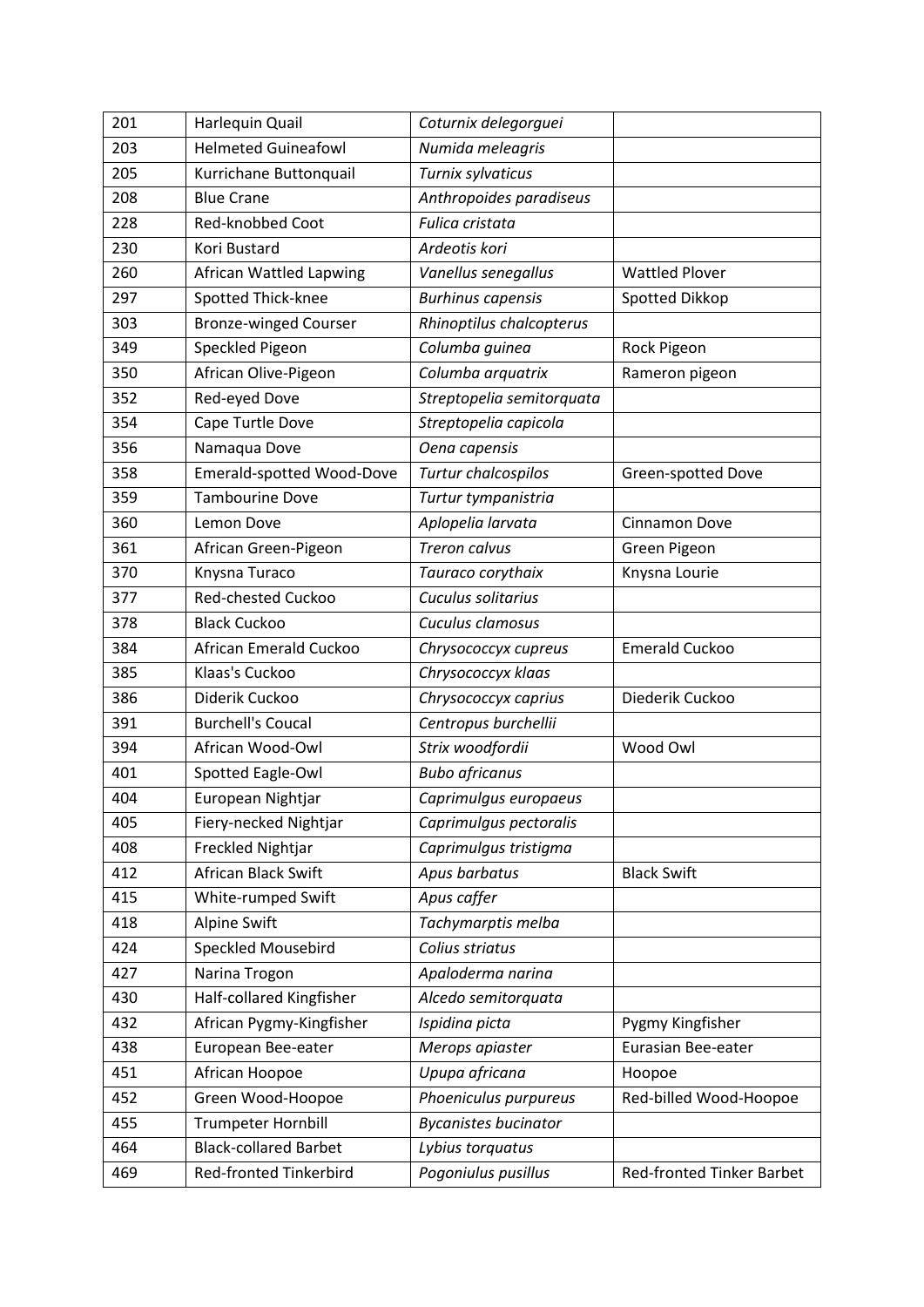| 201 | Harlequin Quail | *Coturnix delegorguei* | |
|---|---|---|---|
| 203 | Helmeted Guineafowl | *Numida meleagris* | |
| 205 | Kurrichane Buttonquail | *Turnix sylvaticus* | |
| 208 | Blue Crane | *Anthropoides paradiseus* | |
| 228 | Red-knobbed Coot | *Fulica cristata* | |
| 230 | Kori Bustard | *Ardeotis kori* | |
| 260 | African Wattled Lapwing | *Vanellus senegallus* | Wattled Plover |
| 297 | Spotted Thick-knee | *Burhinus capensis* | Spotted Dikkop |
| 303 | Bronze-winged Courser | *Rhinoptilus chalcopterus* | |
| 349 | Speckled Pigeon | *Columba guinea* | Rock Pigeon |
| 350 | African Olive-Pigeon | *Columba arquatrix* | Rameron pigeon |
| 352 | Red-eyed Dove | *Streptopelia semitorquata* | |
| 354 | Cape Turtle Dove | *Streptopelia capicola* | |
| 356 | Namaqua Dove | *Oena capensis* | |
| 358 | Emerald-spotted Wood-Dove | *Turtur chalcospilos* | Green-spotted Dove |
| 359 | Tambourine Dove | *Turtur tympanistria* | |
| 360 | Lemon Dove | *Aplopelia larvata* | Cinnamon Dove |
| 361 | African Green-Pigeon | *Treron calvus* | Green Pigeon |
| 370 | Knysna Turaco | *Tauraco corythaix* | Knysna Lourie |
| 377 | Red-chested Cuckoo | *Cuculus solitarius* | |
| 378 | Black Cuckoo | *Cuculus clamosus* | |
| 384 | African Emerald Cuckoo | *Chrysococcyx cupreus* | Emerald Cuckoo |
| 385 | Klaas's Cuckoo | *Chrysococcyx klaas* | |
| 386 | Diderik Cuckoo | *Chrysococcyx caprius* | Diederik Cuckoo |
| 391 | Burchell's Coucal | *Centropus burchellii* | |
| 394 | African Wood-Owl | *Strix woodfordii* | Wood Owl |
| 401 | Spotted Eagle-Owl | *Bubo africanus* | |
| 404 | European Nightjar | *Caprimulgus europaeus* | |
| 405 | Fiery-necked Nightjar | *Caprimulgus pectoralis* | |
| 408 | Freckled Nightjar | *Caprimulgus tristigma* | |
| 412 | African Black Swift | *Apus barbatus* | Black Swift |
| 415 | White-rumped Swift | *Apus caffer* | |
| 418 | Alpine Swift | *Tachymarptis melba* | |
| 424 | Speckled Mousebird | *Colius striatus* | |
| 427 | Narina Trogon | *Apaloderma narina* | |
| 430 | Half-collared Kingfisher | *Alcedo semitorquata* | |
| 432 | African Pygmy-Kingfisher | *Ispidina picta* | Pygmy Kingfisher |
| 438 | European Bee-eater | *Merops apiaster* | Eurasian Bee-eater |
| 451 | African Hoopoe | *Upupa africana* | Hoopoe |
| 452 | Green Wood-Hoopoe | *Phoeniculus purpureus* | Red-billed Wood-Hoopoe |
| 455 | Trumpeter Hornbill | *Bycanistes bucinator* | |
| 464 | Black-collared Barbet | *Lybius torquatus* | |
| 469 | Red-fronted Tinkerbird | *Pogoniulus pusillus* | Red-fronted Tinker Barbet |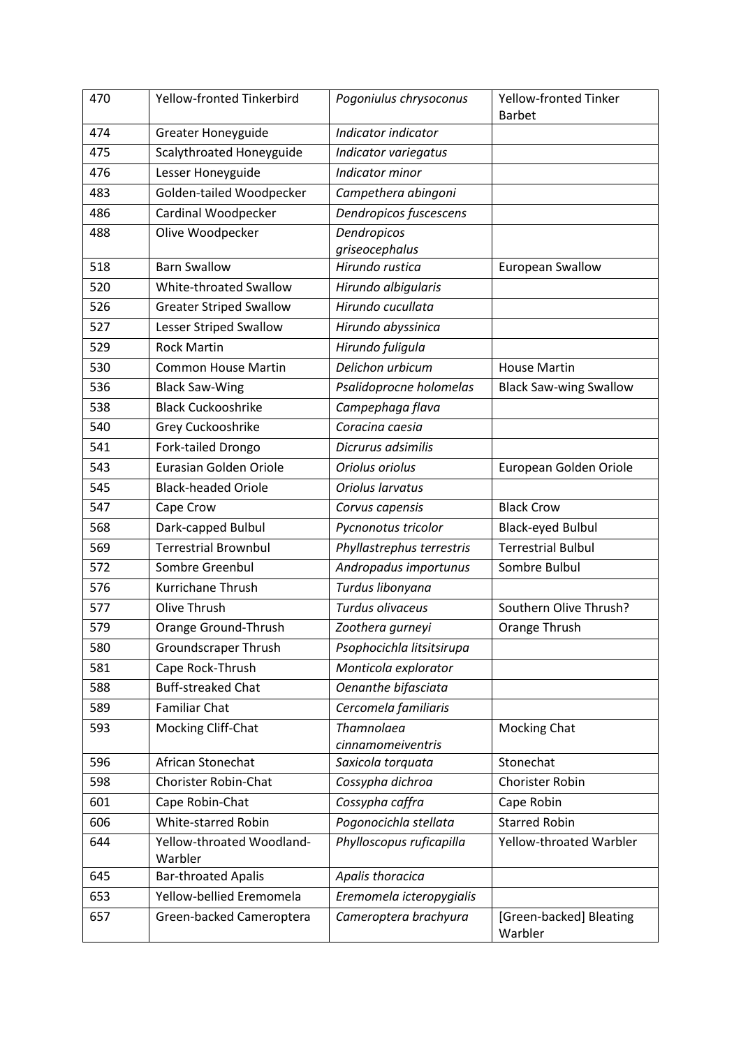| 470 | Yellow-fronted Tinkerbird | *Pogoniulus chrysoconus* | Yellow-fronted Tinker Barbet |
|---|---|---|---|
| 474 | Greater Honeyguide | *Indicator indicator* | |
| 475 | Scalythroated Honeyguide | *Indicator variegatus* | |
| 476 | Lesser Honeyguide | *Indicator minor* | |
| 483 | Golden-tailed Woodpecker | *Campethera abingoni* | |
| 486 | Cardinal Woodpecker | *Dendropicos fuscescens* | |
| 488 | Olive Woodpecker | *Dendropicos griseocephalus* | |
| 518 | Barn Swallow | *Hirundo rustica* | European Swallow |
| 520 | White-throated Swallow | *Hirundo albigularis* | |
| 526 | Greater Striped Swallow | *Hirundo cucullata* | |
| 527 | Lesser Striped Swallow | *Hirundo abyssinica* | |
| 529 | Rock Martin | *Hirundo fuligula* | |
| 530 | Common House Martin | *Delichon urbicum* | House Martin |
| 536 | Black Saw-Wing | *Psalidoprocne holomelas* | Black Saw-wing Swallow |
| 538 | Black Cuckooshrike | *Campephaga flava* | |
| 540 | Grey Cuckooshrike | *Coracina caesia* | |
| 541 | Fork-tailed Drongo | *Dicrurus adsimilis* | |
| 543 | Eurasian Golden Oriole | *Oriolus oriolus* | European Golden Oriole |
| 545 | Black-headed Oriole | *Oriolus larvatus* | |
| 547 | Cape Crow | *Corvus capensis* | Black Crow |
| 568 | Dark-capped Bulbul | *Pycnonotus tricolor* | Black-eyed Bulbul |
| 569 | Terrestrial Brownbul | *Phyllastrephus terrestris* | Terrestrial Bulbul |
| 572 | Sombre Greenbul | *Andropadus importunus* | Sombre Bulbul |
| 576 | Kurrichane Thrush | *Turdus libonyana* | |
| 577 | Olive Thrush | *Turdus olivaceus* | Southern Olive Thrush? |
| 579 | Orange Ground-Thrush | *Zoothera gurneyi* | Orange Thrush |
| 580 | Groundscraper Thrush | *Psophocichla litsitsirupa* | |
| 581 | Cape Rock-Thrush | *Monticola explorator* | |
| 588 | Buff-streaked Chat | *Oenanthe bifasciata* | |
| 589 | Familiar Chat | *Cercomela familiaris* | |
| 593 | Mocking Cliff-Chat | *Thamnolaea cinnamomeiventris* | Mocking Chat |
| 596 | African Stonechat | *Saxicola torquata* | Stonechat |
| 598 | Chorister Robin-Chat | *Cossypha dichroa* | Chorister Robin |
| 601 | Cape Robin-Chat | *Cossypha caffra* | Cape Robin |
| 606 | White-starred Robin | *Pogonocichla stellata* | Starred Robin |
| 644 | Yellow-throated Woodland-Warbler | *Phylloscopus ruficapilla* | Yellow-throated Warbler |
| 645 | Bar-throated Apalis | *Apalis thoracica* | |
| 653 | Yellow-bellied Eremomela | *Eremomela icteropygialis* | |
| 657 | Green-backed Cameroptera | *Cameroptera brachyura* | [Green-backed] Bleating Warbler |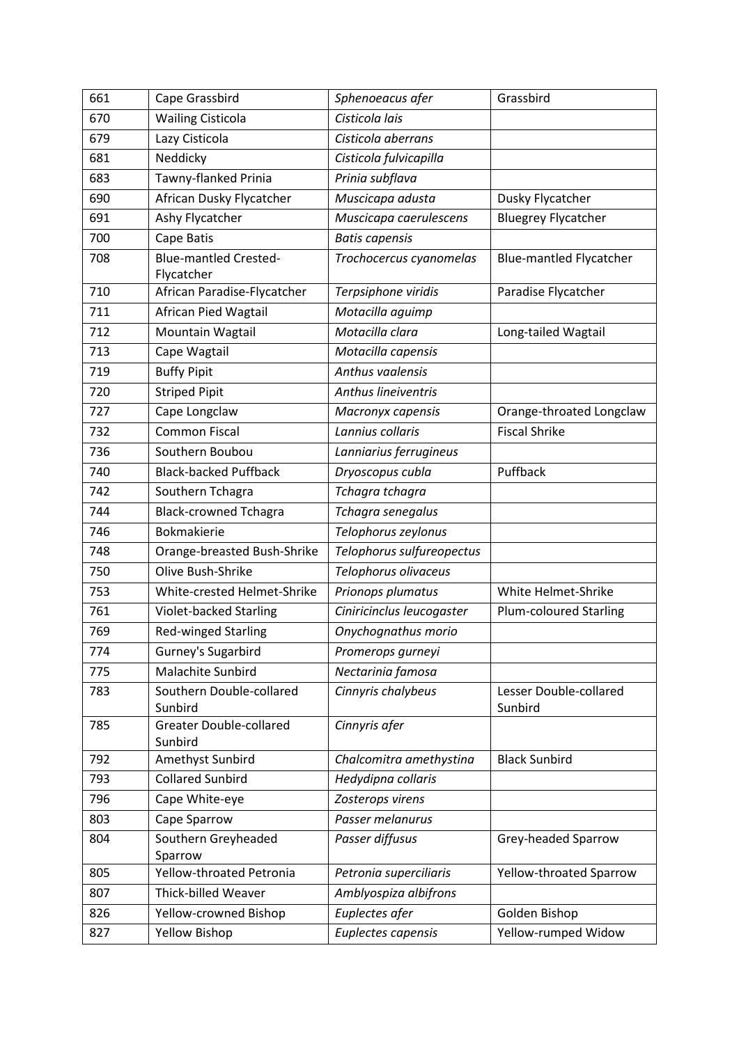| 661 | Cape Grassbird | *Sphenoeacus afer* | Grassbird |
|---|---|---|---|
| 670 | Wailing Cisticola | *Cisticola lais* | |
| 679 | Lazy Cisticola | *Cisticola aberrans* | |
| 681 | Neddicky | *Cisticola fulvicapilla* | |
| 683 | Tawny-flanked Prinia | *Prinia subflava* | |
| 690 | African Dusky Flycatcher | *Muscicapa adusta* | Dusky Flycatcher |
| 691 | Ashy Flycatcher | *Muscicapa caerulescens* | Bluegrey Flycatcher |
| 700 | Cape Batis | *Batis capensis* | |
| 708 | Blue-mantled Crested-Flycatcher | *Trochocercus cyanomelas* | Blue-mantled Flycatcher |
| 710 | African Paradise-Flycatcher | *Terpsiphone viridis* | Paradise Flycatcher |
| 711 | African Pied Wagtail | *Motacilla aguimp* | |
| 712 | Mountain Wagtail | *Motacilla clara* | Long-tailed Wagtail |
| 713 | Cape Wagtail | *Motacilla capensis* | |
| 719 | Buffy Pipit | *Anthus vaalensis* | |
| 720 | Striped Pipit | *Anthus lineiventris* | |
| 727 | Cape Longclaw | *Macronyx capensis* | Orange-throated Longclaw |
| 732 | Common Fiscal | *Lannius collaris* | Fiscal Shrike |
| 736 | Southern Boubou | *Lanniarius ferrugineus* | |
| 740 | Black-backed Puffback | *Dryoscopus cubla* | Puffback |
| 742 | Southern Tchagra | *Tchagra tchagra* | |
| 744 | Black-crowned Tchagra | *Tchagra senegalus* | |
| 746 | Bokmakierie | *Telophorus zeylonus* | |
| 748 | Orange-breasted Bush-Shrike | *Telophorus sulfureopectus* | |
| 750 | Olive Bush-Shrike | *Telophorus olivaceus* | |
| 753 | White-crested Helmet-Shrike | *Prionops plumatus* | White Helmet-Shrike |
| 761 | Violet-backed Starling | *Ciniricinclus leucogaster* | Plum-coloured Starling |
| 769 | Red-winged Starling | *Onychognathus morio* | |
| 774 | Gurney's Sugarbird | *Promerops gurneyi* | |
| 775 | Malachite Sunbird | *Nectarinia famosa* | |
| 783 | Southern Double-collared Sunbird | *Cinnyris chalybeus* | Lesser Double-collared Sunbird |
| 785 | Greater Double-collared Sunbird | *Cinnyris afer* | |
| 792 | Amethyst Sunbird | *Chalcomitra amethystina* | Black Sunbird |
| 793 | Collared Sunbird | *Hedydipna collaris* | |
| 796 | Cape White-eye | *Zosterops virens* | |
| 803 | Cape Sparrow | *Passer melanurus* | |
| 804 | Southern Greyheaded Sparrow | *Passer diffusus* | Grey-headed Sparrow |
| 805 | Yellow-throated Petronia | *Petronia superciliaris* | Yellow-throated Sparrow |
| 807 | Thick-billed Weaver | *Amblyospiza albifrons* | |
| 826 | Yellow-crowned Bishop | *Euplectes afer* | Golden Bishop |
| 827 | Yellow Bishop | *Euplectes capensis* | Yellow-rumped Widow |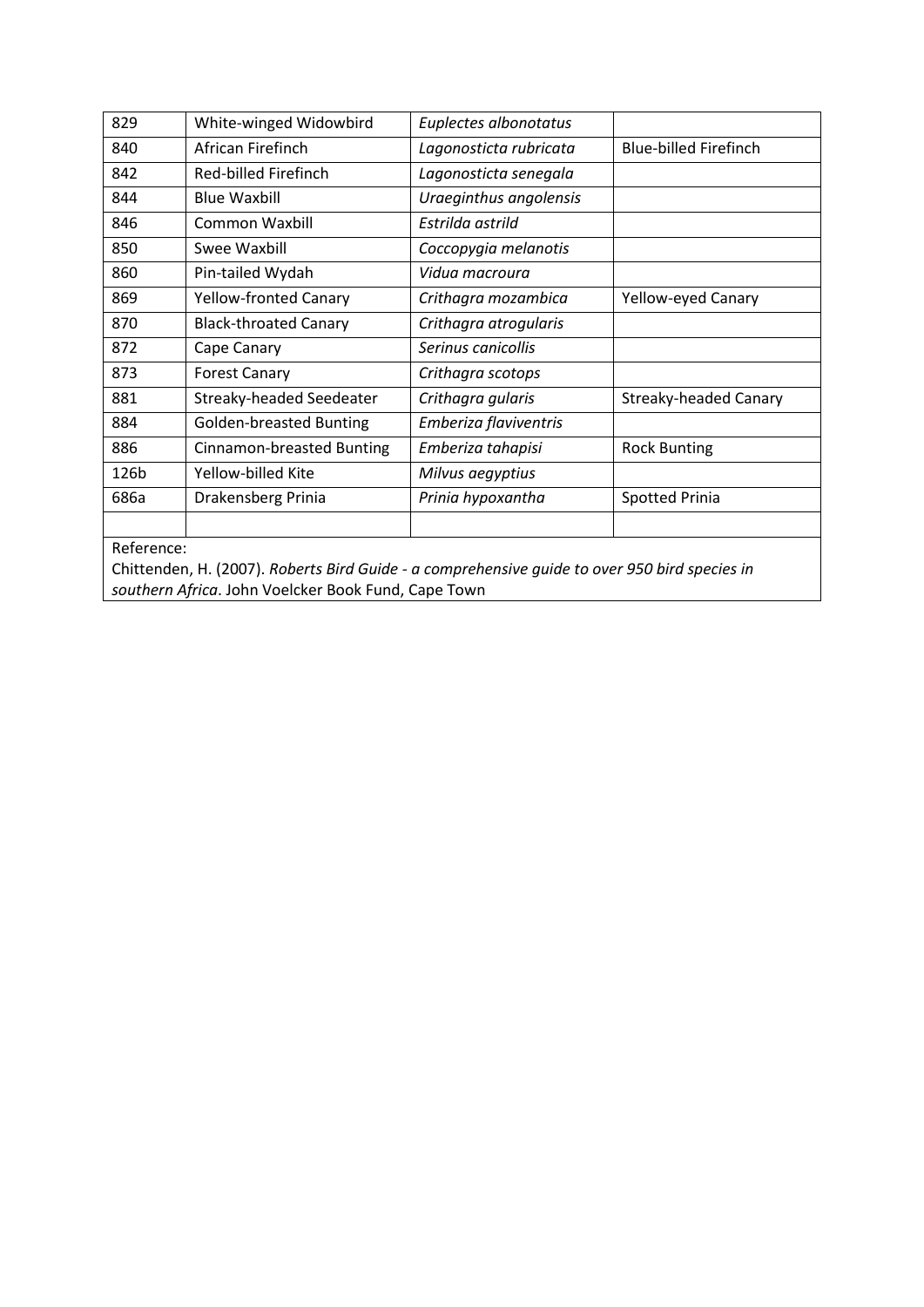| | | | |
|---|---|---|---|
| 829 | White-winged Widowbird | *Euplectes albonotatus* | |
| 840 | African Firefinch | *Lagonosticta rubricata* | Blue-billed Firefinch |
| 842 | Red-billed Firefinch | *Lagonosticta senegala* | |
| 844 | Blue Waxbill | *Uraeginthus angolensis* | |
| 846 | Common Waxbill | *Estrilda astrild* | |
| 850 | Swee Waxbill | *Coccopygia melanotis* | |
| 860 | Pin-tailed Wydah | *Vidua macroura* | |
| 869 | Yellow-fronted Canary | *Crithagra mozambica* | Yellow-eyed Canary |
| 870 | Black-throated Canary | *Crithagra atrogularis* | |
| 872 | Cape Canary | *Serinus canicollis* | |
| 873 | Forest Canary | *Crithagra scotops* | |
| 881 | Streaky-headed Seedeater | *Crithagra gularis* | Streaky-headed Canary |
| 884 | Golden-breasted Bunting | *Emberiza flaviventris* | |
| 886 | Cinnamon-breasted Bunting | *Emberiza tahapisi* | Rock Bunting |
| 126b | Yellow-billed Kite | *Milvus aegyptius* | |
| 686a | Drakensberg Prinia | *Prinia hypoxantha* | Spotted Prinia |
| | | | |

Reference:
Chittenden, H. (2007). *Roberts Bird Guide - a comprehensive guide to over 950 bird species in southern Africa*. John Voelcker Book Fund, Cape Town